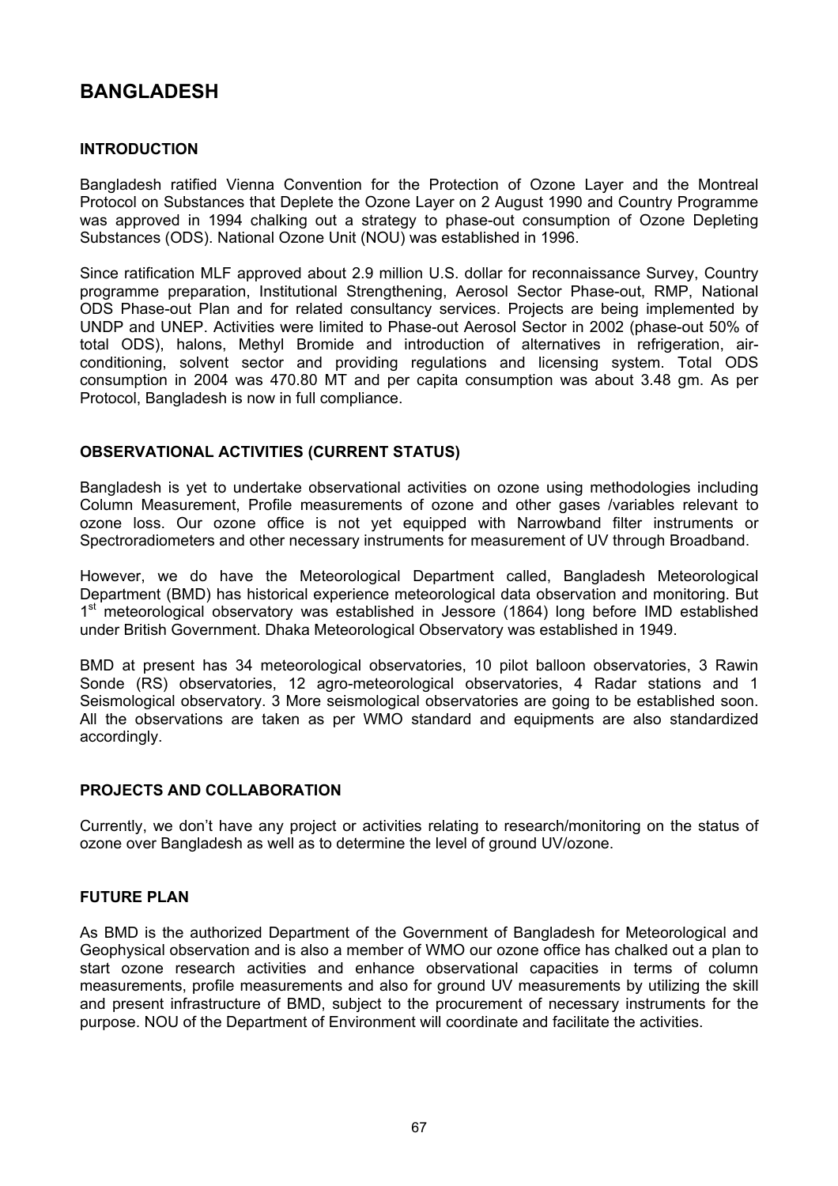# BANGLADESH

## INTRODUCTION

Bangladesh ratified Vienna Convention for the Protection of Ozone Layer and the Montreal Protocol on Substances that Deplete the Ozone Layer on 2 August 1990 and Country Programme was approved in 1994 chalking out a strategy to phase-out consumption of Ozone Depleting Substances (ODS). National Ozone Unit (NOU) was established in 1996.

Since ratification MLF approved about 2.9 million U.S. dollar for reconnaissance Survey, Country programme preparation, Institutional Strengthening, Aerosol Sector Phase-out, RMP, National ODS Phase-out Plan and for related consultancy services. Projects are being implemented by UNDP and UNEP. Activities were limited to Phase-out Aerosol Sector in 2002 (phase-out 50% of total ODS), halons, Methyl Bromide and introduction of alternatives in refrigeration, air-conditioning, solvent sector and providing regulations and licensing system. Total ODS consumption in 2004 was 470.80 MT and per capita consumption was about 3.48 gm. As per Protocol, Bangladesh is now in full compliance.

## OBSERVATIONAL ACTIVITIES (CURRENT STATUS)

Bangladesh is yet to undertake observational activities on ozone using methodologies including Column Measurement, Profile measurements of ozone and other gases /variables relevant to ozone loss. Our ozone office is not yet equipped with Narrowband filter instruments or Spectroradiometers and other necessary instruments for measurement of UV through Broadband.

However, we do have the Meteorological Department called, Bangladesh Meteorological Department (BMD) has historical experience meteorological data observation and monitoring. But 1st meteorological observatory was established in Jessore (1864) long before IMD established under British Government. Dhaka Meteorological Observatory was established in 1949.

BMD at present has 34 meteorological observatories, 10 pilot balloon observatories, 3 Rawin Sonde (RS) observatories, 12 agro-meteorological observatories, 4 Radar stations and 1 Seismological observatory. 3 More seismological observatories are going to be established soon. All the observations are taken as per WMO standard and equipments are also standardized accordingly.

## PROJECTS AND COLLABORATION

Currently, we don't have any project or activities relating to research/monitoring on the status of ozone over Bangladesh as well as to determine the level of ground UV/ozone.

## FUTURE PLAN

As BMD is the authorized Department of the Government of Bangladesh for Meteorological and Geophysical observation and is also a member of WMO our ozone office has chalked out a plan to start ozone research activities and enhance observational capacities in terms of column measurements, profile measurements and also for ground UV measurements by utilizing the skill and present infrastructure of BMD, subject to the procurement of necessary instruments for the purpose. NOU of the Department of Environment will coordinate and facilitate the activities.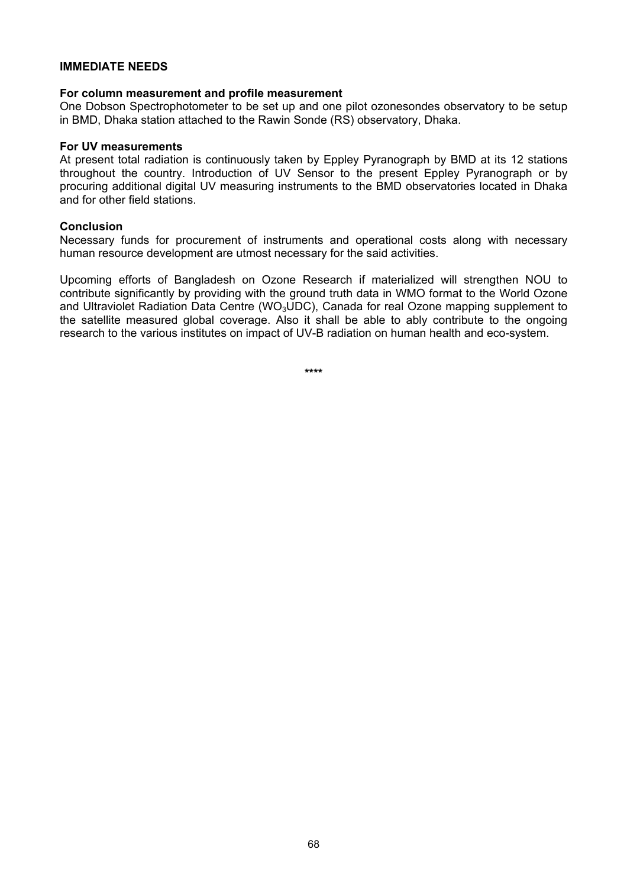## IMMEDIATE NEEDS

**For column measurement and profile measurement**

One Dobson Spectrophotometer to be set up and one pilot ozonesondes observatory to be setup in BMD, Dhaka station attached to the Rawin Sonde (RS) observatory, Dhaka.

**For UV measurements**

At present total radiation is continuously taken by Eppley Pyranograph by BMD at its 12 stations throughout the country. Introduction of UV Sensor to the present Eppley Pyranograph or by procuring additional digital UV measuring instruments to the BMD observatories located in Dhaka and for other field stations.

**Conclusion**

Necessary funds for procurement of instruments and operational costs along with necessary human resource development are utmost necessary for the said activities.

Upcoming efforts of Bangladesh on Ozone Research if materialized will strengthen NOU to contribute significantly by providing with the ground truth data in WMO format to the World Ozone and Ultraviolet Radiation Data Centre ($WO_3$UDC), Canada for real Ozone mapping supplement to the satellite measured global coverage. Also it shall be able to ably contribute to the ongoing research to the various institutes on impact of UV-B radiation on human health and eco-system.

****